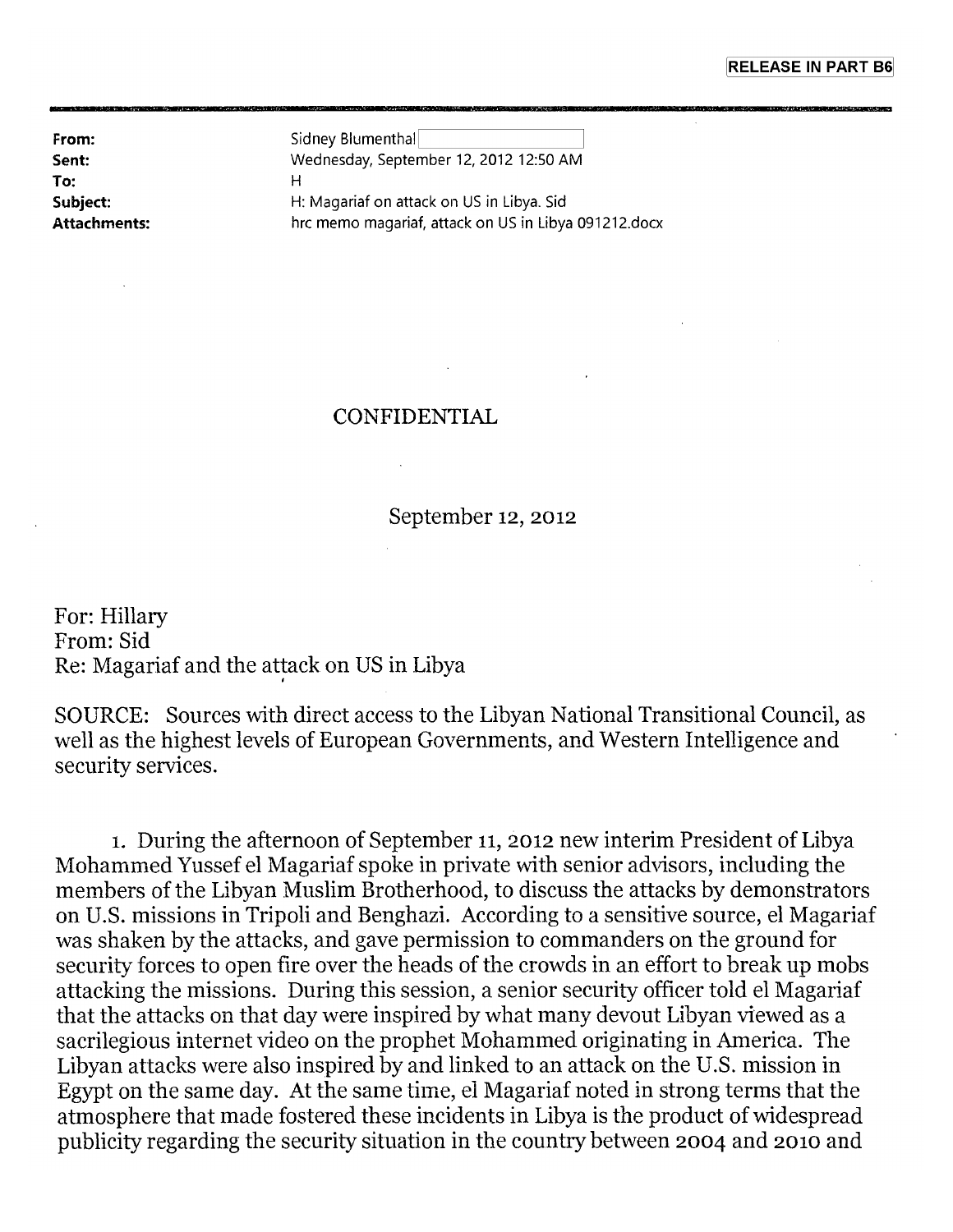RELEASE IN PART B6

**From:** Sidney Blumenthal
**Sent:** Wednesday, September 12, 2012 12:50 AM
**To:** H
**Subject:** H: Magariaf on attack on US in Libya. Sid
**Attachments:** hrc memo magariaf, attack on US in Libya 091212.docx

CONFIDENTIAL

September 12, 2012

For: Hillary
From: Sid
Re: Magariaf and the attack on US in Libya

SOURCE: Sources with direct access to the Libyan National Transitional Council, as well as the highest levels of European Governments, and Western Intelligence and security services.

1. During the afternoon of September 11, 2012 new interim President of Libya Mohammed Yussef el Magariaf spoke in private with senior advisors, including the members of the Libyan Muslim Brotherhood, to discuss the attacks by demonstrators on U.S. missions in Tripoli and Benghazi. According to a sensitive source, el Magariaf was shaken by the attacks, and gave permission to commanders on the ground for security forces to open fire over the heads of the crowds in an effort to break up mobs attacking the missions. During this session, a senior security officer told el Magariaf that the attacks on that day were inspired by what many devout Libyan viewed as a sacrilegious internet video on the prophet Mohammed originating in America. The Libyan attacks were also inspired by and linked to an attack on the U.S. mission in Egypt on the same day. At the same time, el Magariaf noted in strong terms that the atmosphere that made fostered these incidents in Libya is the product of widespread publicity regarding the security situation in the country between 2004 and 2010 and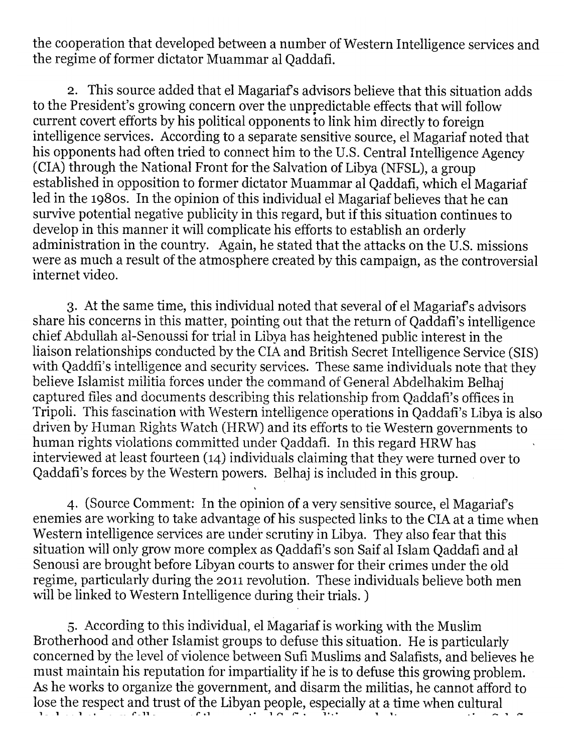the cooperation that developed between a number of Western Intelligence services and the regime of former dictator Muammar al Qaddafi.

2. This source added that el Magariaf's advisors believe that this situation adds to the President's growing concern over the unpredictable effects that will follow current covert efforts by his political opponents to link him directly to foreign intelligence services. According to a separate sensitive source, el Magariaf noted that his opponents had often tried to connect him to the U.S. Central Intelligence Agency (CIA) through the National Front for the Salvation of Libya (NFSL), a group established in opposition to former dictator Muammar al Qaddafi, which el Magariaf led in the 1980s. In the opinion of this individual el Magariaf believes that he can survive potential negative publicity in this regard, but if this situation continues to develop in this manner it will complicate his efforts to establish an orderly administration in the country. Again, he stated that the attacks on the U.S. missions were as much a result of the atmosphere created by this campaign, as the controversial internet video.

3. At the same time, this individual noted that several of el Magariaf's advisors share his concerns in this matter, pointing out that the return of Qaddafi's intelligence chief Abdullah al-Senoussi for trial in Libya has heightened public interest in the liaison relationships conducted by the CIA and British Secret Intelligence Service (SIS) with Qaddfi's intelligence and security services. These same individuals note that they believe Islamist militia forces under the command of General Abdelhakim Belhaj captured files and documents describing this relationship from Qaddafi's offices in Tripoli. This fascination with Western intelligence operations in Qaddafi's Libya is also driven by Human Rights Watch (HRW) and its efforts to tie Western governments to human rights violations committed under Qaddafi. In this regard HRW has interviewed at least fourteen (14) individuals claiming that they were turned over to Qaddafi's forces by the Western powers. Belhaj is included in this group.

4. (Source Comment: In the opinion of a very sensitive source, el Magariaf's enemies are working to take advantage of his suspected links to the CIA at a time when Western intelligence services are under scrutiny in Libya. They also fear that this situation will only grow more complex as Qaddafi's son Saif al Islam Qaddafi and al Senousi are brought before Libyan courts to answer for their crimes under the old regime, particularly during the 2011 revolution. These individuals believe both men will be linked to Western Intelligence during their trials.)

5. According to this individual, el Magariaf is working with the Muslim Brotherhood and other Islamist groups to defuse this situation. He is particularly concerned by the level of violence between Sufi Muslims and Salafists, and believes he must maintain his reputation for impartiality if he is to defuse this growing problem. As he works to organize the government, and disarm the militias, he cannot afford to lose the respect and trust of the Libyan people, especially at a time when cultural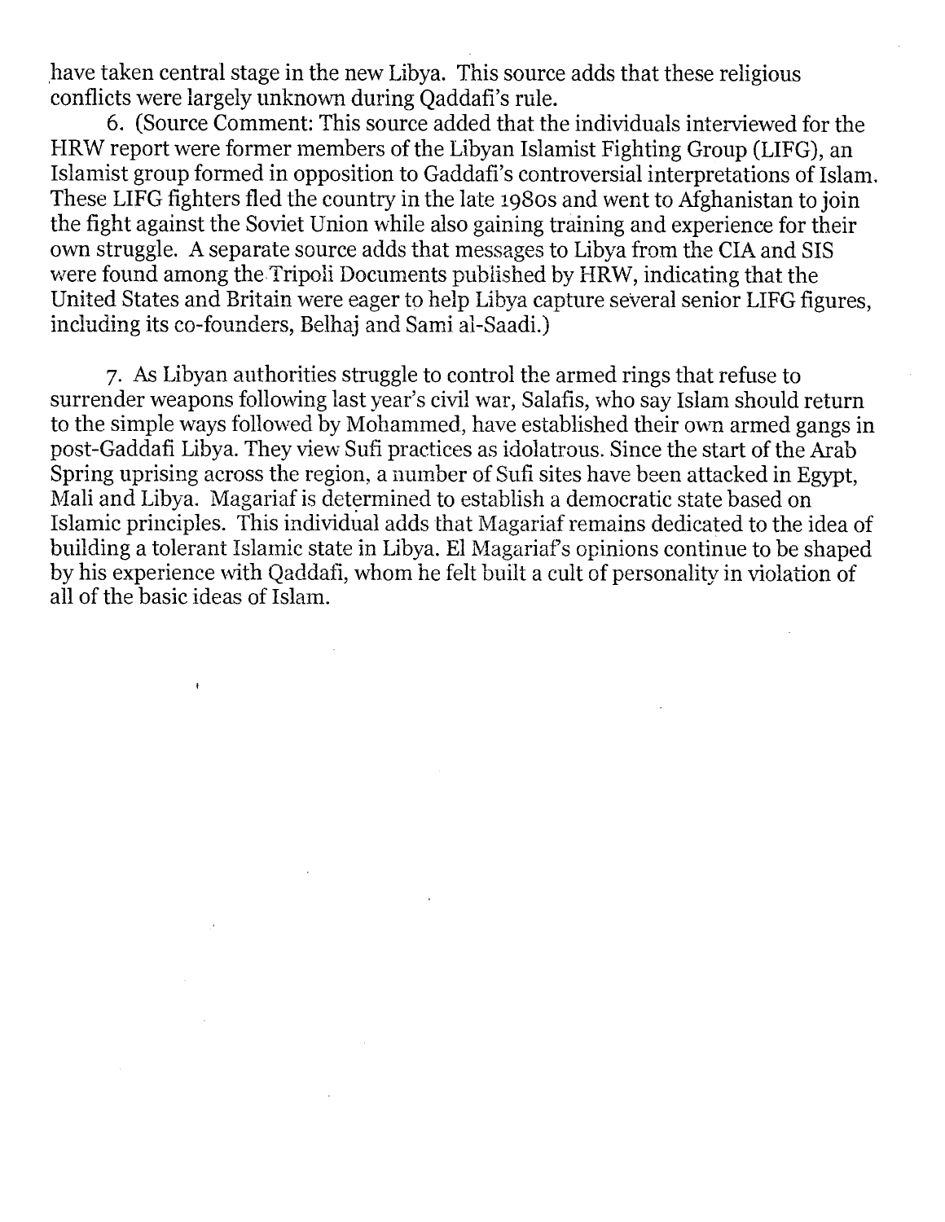have taken central stage in the new Libya. This source adds that these religious conflicts were largely unknown during Qaddafi's rule.

6. (Source Comment: This source added that the individuals interviewed for the HRW report were former members of the Libyan Islamist Fighting Group (LIFG), an Islamist group formed in opposition to Gaddafi's controversial interpretations of Islam. These LIFG fighters fled the country in the late 1980s and went to Afghanistan to join the fight against the Soviet Union while also gaining training and experience for their own struggle. A separate source adds that messages to Libya from the CIA and SIS were found among the Tripoli Documents published by HRW, indicating that the United States and Britain were eager to help Libya capture several senior LIFG figures, including its co-founders, Belhaj and Sami al-Saadi.)

7. As Libyan authorities struggle to control the armed rings that refuse to surrender weapons following last year's civil war, Salafis, who say Islam should return to the simple ways followed by Mohammed, have established their own armed gangs in post-Gaddafi Libya. They view Sufi practices as idolatrous. Since the start of the Arab Spring uprising across the region, a number of Sufi sites have been attacked in Egypt, Mali and Libya. Magariaf is determined to establish a democratic state based on Islamic principles. This individual adds that Magariaf remains dedicated to the idea of building a tolerant Islamic state in Libya. El Magariaf's opinions continue to be shaped by his experience with Qaddafi, whom he felt built a cult of personality in violation of all of the basic ideas of Islam.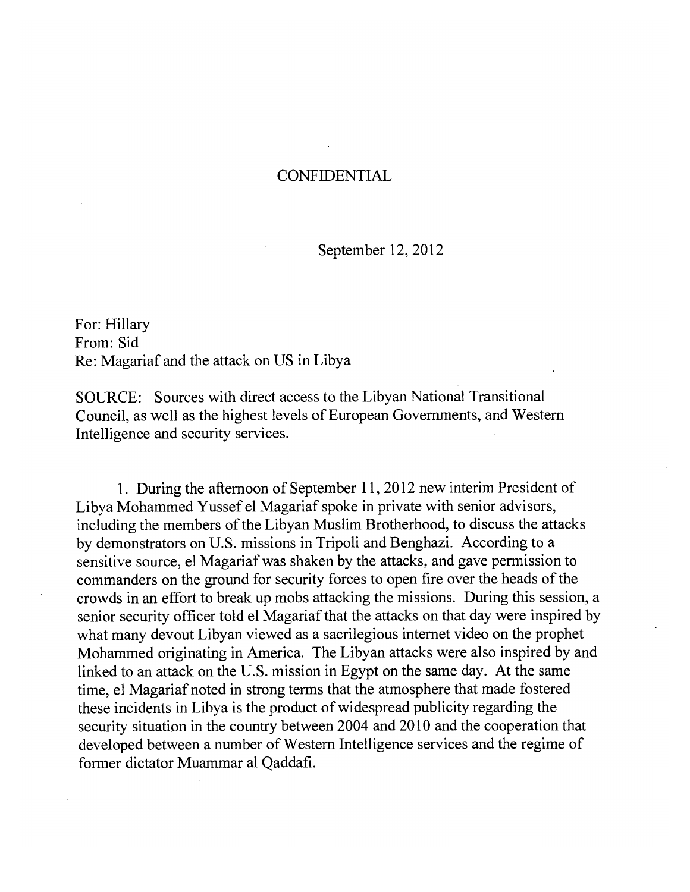CONFIDENTIAL

September 12, 2012

For: Hillary
From: Sid
Re: Magariaf and the attack on US in Libya

SOURCE: Sources with direct access to the Libyan National Transitional Council, as well as the highest levels of European Governments, and Western Intelligence and security services.

1. During the afternoon of September 11, 2012 new interim President of Libya Mohammed Yussef el Magariaf spoke in private with senior advisors, including the members of the Libyan Muslim Brotherhood, to discuss the attacks by demonstrators on U.S. missions in Tripoli and Benghazi. According to a sensitive source, el Magariaf was shaken by the attacks, and gave permission to commanders on the ground for security forces to open fire over the heads of the crowds in an effort to break up mobs attacking the missions. During this session, a senior security officer told el Magariaf that the attacks on that day were inspired by what many devout Libyan viewed as a sacrilegious internet video on the prophet Mohammed originating in America. The Libyan attacks were also inspired by and linked to an attack on the U.S. mission in Egypt on the same day. At the same time, el Magariaf noted in strong terms that the atmosphere that made fostered these incidents in Libya is the product of widespread publicity regarding the security situation in the country between 2004 and 2010 and the cooperation that developed between a number of Western Intelligence services and the regime of former dictator Muammar al Qaddafi.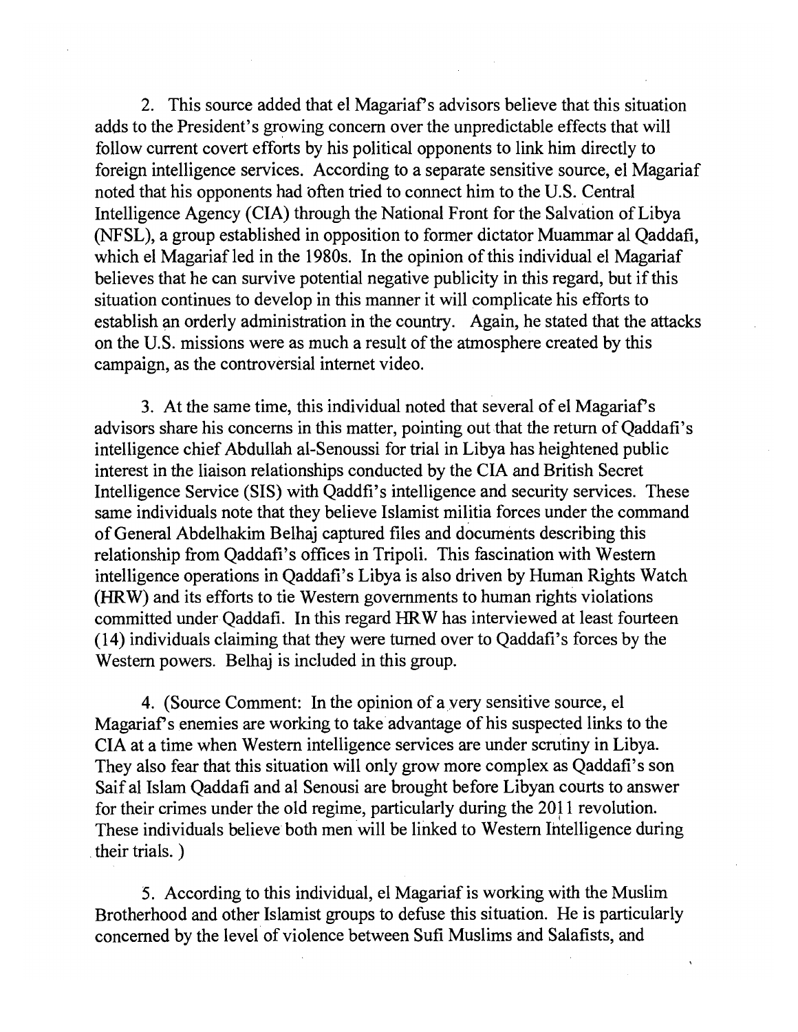2. This source added that el Magariaf's advisors believe that this situation adds to the President's growing concern over the unpredictable effects that will follow current covert efforts by his political opponents to link him directly to foreign intelligence services. According to a separate sensitive source, el Magariaf noted that his opponents had often tried to connect him to the U.S. Central Intelligence Agency (CIA) through the National Front for the Salvation of Libya (NFSL), a group established in opposition to former dictator Muammar al Qaddafi, which el Magariaf led in the 1980s. In the opinion of this individual el Magariaf believes that he can survive potential negative publicity in this regard, but if this situation continues to develop in this manner it will complicate his efforts to establish an orderly administration in the country. Again, he stated that the attacks on the U.S. missions were as much a result of the atmosphere created by this campaign, as the controversial internet video.

3. At the same time, this individual noted that several of el Magariaf's advisors share his concerns in this matter, pointing out that the return of Qaddafi's intelligence chief Abdullah al-Senoussi for trial in Libya has heightened public interest in the liaison relationships conducted by the CIA and British Secret Intelligence Service (SIS) with Qaddfi's intelligence and security services. These same individuals note that they believe Islamist militia forces under the command of General Abdelhakim Belhaj captured files and documents describing this relationship from Qaddafi's offices in Tripoli. This fascination with Western intelligence operations in Qaddafi's Libya is also driven by Human Rights Watch (HRW) and its efforts to tie Western governments to human rights violations committed under Qaddafi. In this regard HRW has interviewed at least fourteen (14) individuals claiming that they were turned over to Qaddafi's forces by the Western powers. Belhaj is included in this group.

4. (Source Comment: In the opinion of a very sensitive source, el Magariaf's enemies are working to take advantage of his suspected links to the CIA at a time when Western intelligence services are under scrutiny in Libya. They also fear that this situation will only grow more complex as Qaddafi's son Saif al Islam Qaddafi and al Senousi are brought before Libyan courts to answer for their crimes under the old regime, particularly during the 2011 revolution. These individuals believe both men will be linked to Western Intelligence during their trials. )

5. According to this individual, el Magariaf is working with the Muslim Brotherhood and other Islamist groups to defuse this situation. He is particularly concerned by the level of violence between Sufi Muslims and Salafists, and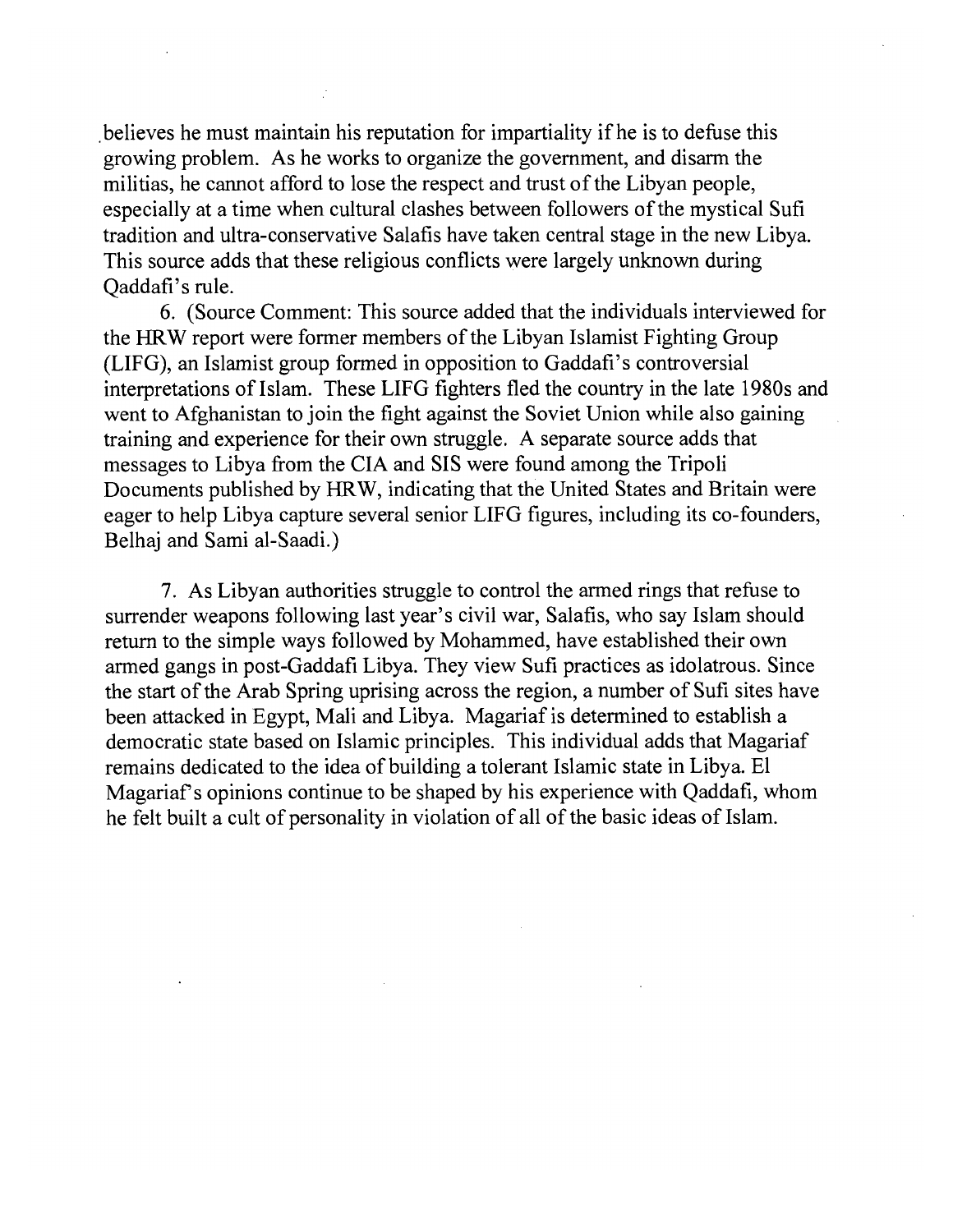believes he must maintain his reputation for impartiality if he is to defuse this growing problem. As he works to organize the government, and disarm the militias, he cannot afford to lose the respect and trust of the Libyan people, especially at a time when cultural clashes between followers of the mystical Sufi tradition and ultra-conservative Salafis have taken central stage in the new Libya. This source adds that these religious conflicts were largely unknown during Qaddafi's rule.

6. (Source Comment: This source added that the individuals interviewed for the HRW report were former members of the Libyan Islamist Fighting Group (LIFG), an Islamist group formed in opposition to Gaddafi's controversial interpretations of Islam. These LIFG fighters fled the country in the late 1980s and went to Afghanistan to join the fight against the Soviet Union while also gaining training and experience for their own struggle. A separate source adds that messages to Libya from the CIA and SIS were found among the Tripoli Documents published by HRW, indicating that the United States and Britain were eager to help Libya capture several senior LIFG figures, including its co-founders, Belhaj and Sami al-Saadi.)

7. As Libyan authorities struggle to control the armed rings that refuse to surrender weapons following last year's civil war, Salafis, who say Islam should return to the simple ways followed by Mohammed, have established their own armed gangs in post-Gaddafi Libya. They view Sufi practices as idolatrous. Since the start of the Arab Spring uprising across the region, a number of Sufi sites have been attacked in Egypt, Mali and Libya. Magariaf is determined to establish a democratic state based on Islamic principles. This individual adds that Magariaf remains dedicated to the idea of building a tolerant Islamic state in Libya. El Magariaf's opinions continue to be shaped by his experience with Qaddafi, whom he felt built a cult of personality in violation of all of the basic ideas of Islam.